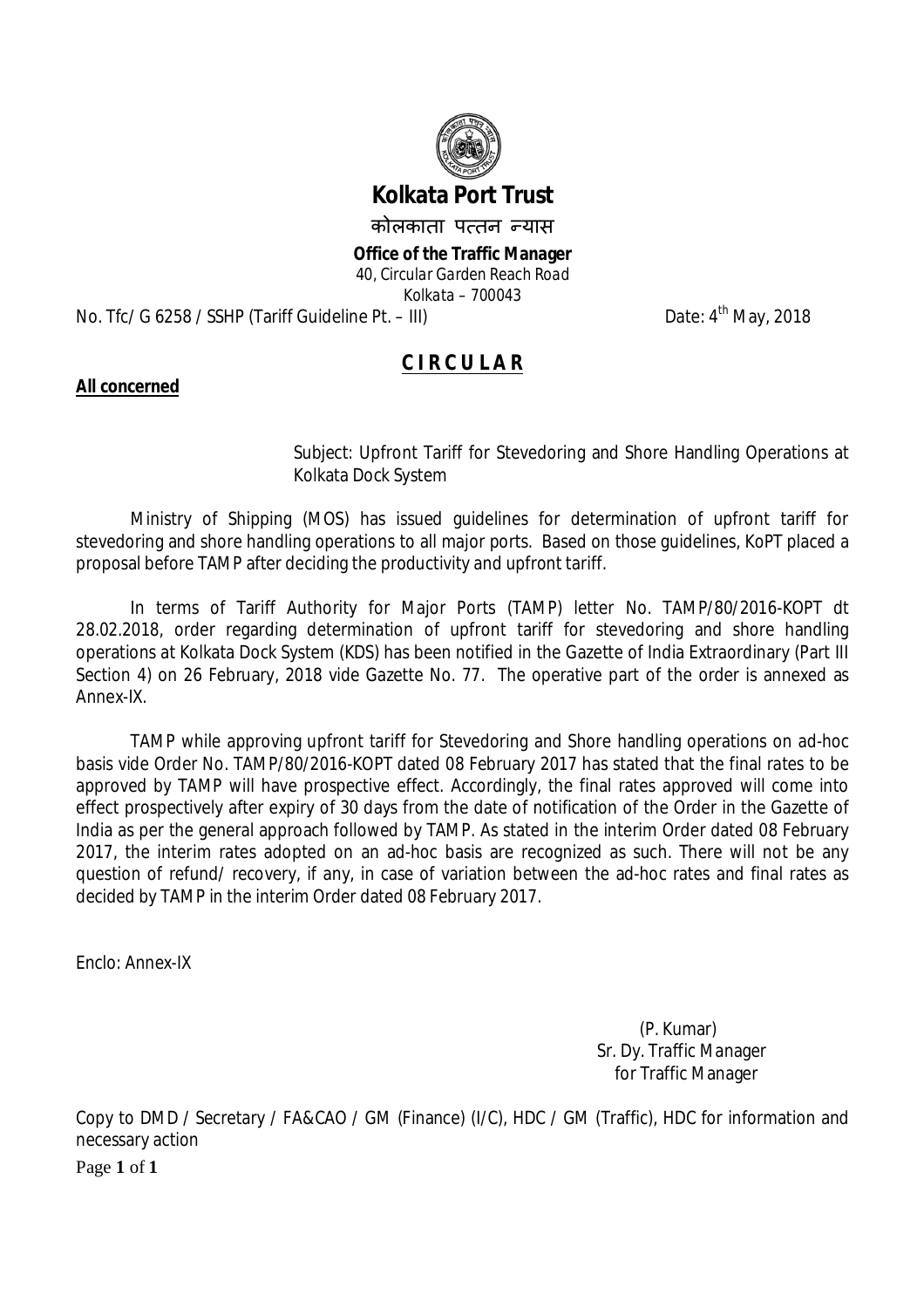# Kolkata Port Trust

कोलकाता पत्तन न्यास

**Office of the Traffic Manager**

*40, Circular Garden Reach Road*

*Kolkata – 700043*

No. Tfc/ G 6258 / SSHP (Tariff Guideline Pt. – III) Date: 4th May, 2018

## CIRCULAR

**All concerned**

Subject: Upfront Tariff for Stevedoring and Shore Handling Operations at Kolkata Dock System

Ministry of Shipping (MOS) has issued guidelines for determination of upfront tariff for stevedoring and shore handling operations to all major ports. Based on those guidelines, KoPT placed a proposal before TAMP after deciding the productivity and upfront tariff.

In terms of Tariff Authority for Major Ports (TAMP) letter No. TAMP/80/2016-KOPT dt 28.02.2018, order regarding determination of upfront tariff for stevedoring and shore handling operations at Kolkata Dock System (KDS) has been notified in the Gazette of India Extraordinary (Part III Section 4) on 26 February, 2018 vide Gazette No. 77. The operative part of the order is annexed as Annex-IX.

TAMP while approving upfront tariff for Stevedoring and Shore handling operations on ad-hoc basis vide Order No. TAMP/80/2016-KOPT dated 08 February 2017 has stated that the final rates to be approved by TAMP will have prospective effect. Accordingly, the final rates approved will come into effect prospectively after expiry of 30 days from the date of notification of the Order in the Gazette of India as per the general approach followed by TAMP. As stated in the interim Order dated 08 February 2017, the interim rates adopted on an ad-hoc basis are recognized as such. There will not be any question of refund/ recovery, if any, in case of variation between the ad-hoc rates and final rates as decided by TAMP in the interim Order dated 08 February 2017.

Enclo: Annex-IX

(P. Kumar)
Sr. Dy. Traffic Manager
for Traffic Manager

Copy to DMD / Secretary / FA&CAO / GM (Finance) (I/C), HDC / GM (Traffic), HDC for information and necessary action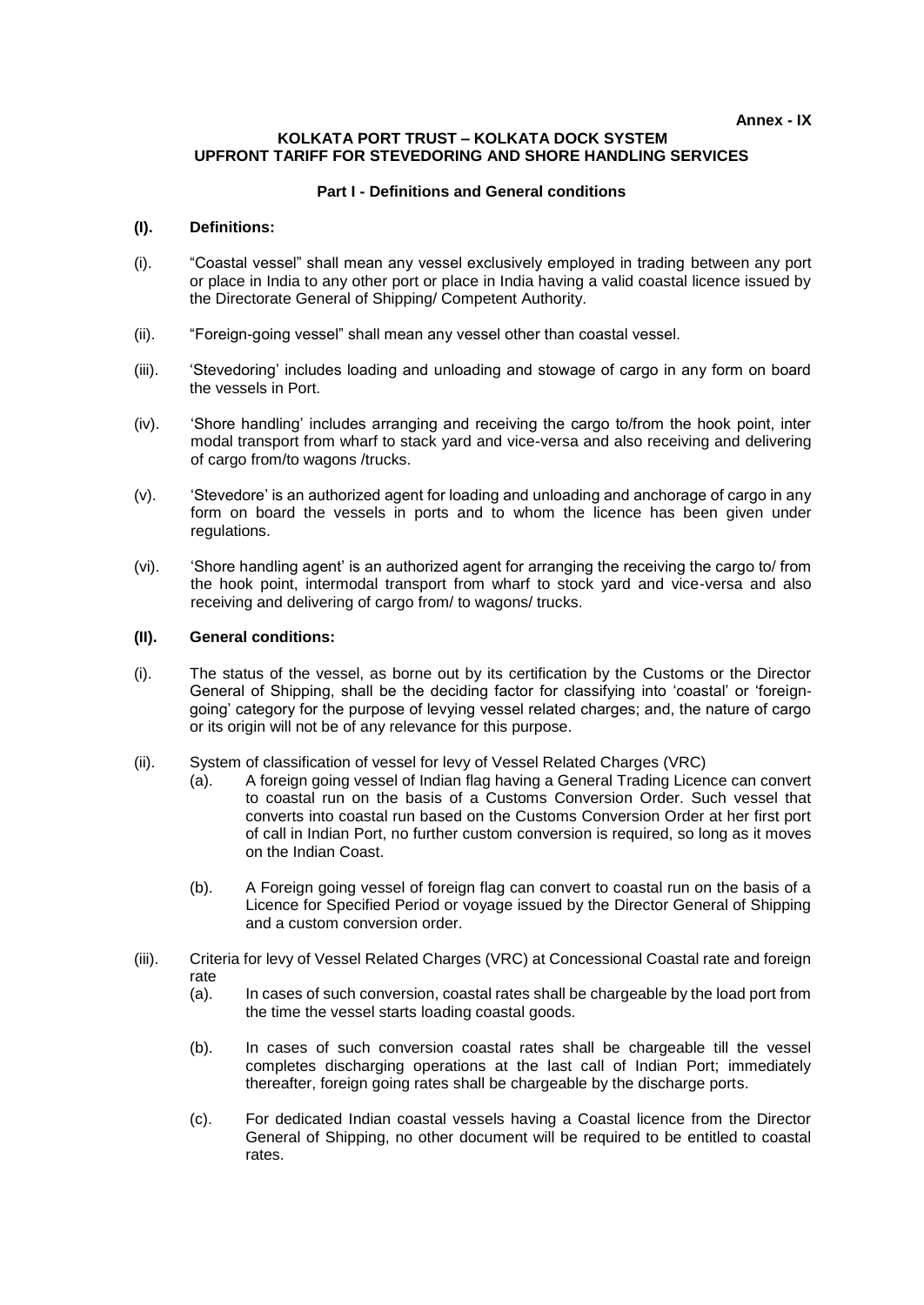**Annex - IX**

# KOLKATA PORT TRUST – KOLKATA DOCK SYSTEM
# UPFRONT TARIFF FOR STEVEDORING AND SHORE HANDLING SERVICES

## Part I - Definitions and General conditions

### (I). Definitions:

(i). "Coastal vessel" shall mean any vessel exclusively employed in trading between any port or place in India to any other port or place in India having a valid coastal licence issued by the Directorate General of Shipping/ Competent Authority.

(ii). "Foreign-going vessel" shall mean any vessel other than coastal vessel.

(iii). 'Stevedoring' includes loading and unloading and stowage of cargo in any form on board the vessels in Port.

(iv). 'Shore handling' includes arranging and receiving the cargo to/from the hook point, inter modal transport from wharf to stack yard and vice-versa and also receiving and delivering of cargo from/to wagons /trucks.

(v). 'Stevedore' is an authorized agent for loading and unloading and anchorage of cargo in any form on board the vessels in ports and to whom the licence has been given under regulations.

(vi). 'Shore handling agent' is an authorized agent for arranging the receiving the cargo to/ from the hook point, intermodal transport from wharf to stock yard and vice-versa and also receiving and delivering of cargo from/ to wagons/ trucks.

### (II). General conditions:

(i). The status of the vessel, as borne out by its certification by the Customs or the Director General of Shipping, shall be the deciding factor for classifying into 'coastal' or 'foreign-going' category for the purpose of levying vessel related charges; and, the nature of cargo or its origin will not be of any relevance for this purpose.

(ii). System of classification of vessel for levy of Vessel Related Charges (VRC)

   (a). A foreign going vessel of Indian flag having a General Trading Licence can convert to coastal run on the basis of a Customs Conversion Order. Such vessel that converts into coastal run based on the Customs Conversion Order at her first port of call in Indian Port, no further custom conversion is required, so long as it moves on the Indian Coast.

   (b). A Foreign going vessel of foreign flag can convert to coastal run on the basis of a Licence for Specified Period or voyage issued by the Director General of Shipping and a custom conversion order.

(iii). Criteria for levy of Vessel Related Charges (VRC) at Concessional Coastal rate and foreign rate

   (a). In cases of such conversion, coastal rates shall be chargeable by the load port from the time the vessel starts loading coastal goods.

   (b). In cases of such conversion coastal rates shall be chargeable till the vessel completes discharging operations at the last call of Indian Port; immediately thereafter, foreign going rates shall be chargeable by the discharge ports.

   (c). For dedicated Indian coastal vessels having a Coastal licence from the Director General of Shipping, no other document will be required to be entitled to coastal rates.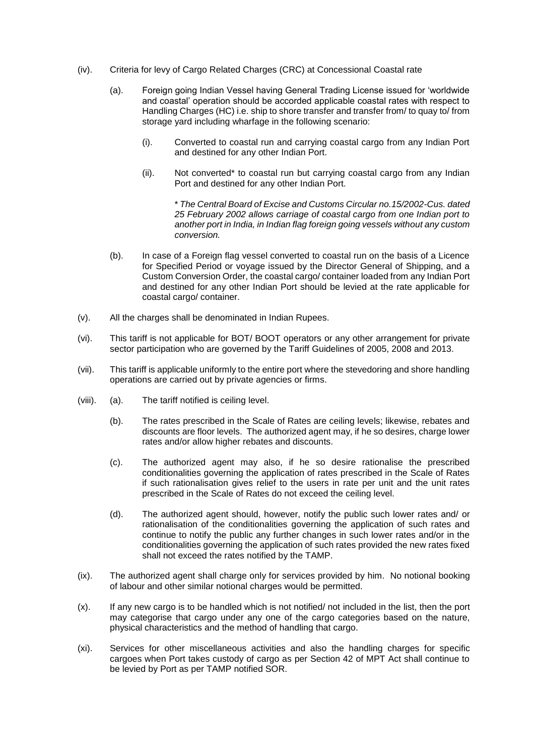(iv). Criteria for levy of Cargo Related Charges (CRC) at Concessional Coastal rate

(a). Foreign going Indian Vessel having General Trading License issued for 'worldwide and coastal' operation should be accorded applicable coastal rates with respect to Handling Charges (HC) i.e. ship to shore transfer and transfer from/ to quay to/ from storage yard including wharfage in the following scenario:

(i). Converted to coastal run and carrying coastal cargo from any Indian Port and destined for any other Indian Port.

(ii). Not converted* to coastal run but carrying coastal cargo from any Indian Port and destined for any other Indian Port.

*\* The Central Board of Excise and Customs Circular no.15/2002-Cus. dated 25 February 2002 allows carriage of coastal cargo from one Indian port to another port in India, in Indian flag foreign going vessels without any custom conversion.*

(b). In case of a Foreign flag vessel converted to coastal run on the basis of a Licence for Specified Period or voyage issued by the Director General of Shipping, and a Custom Conversion Order, the coastal cargo/ container loaded from any Indian Port and destined for any other Indian Port should be levied at the rate applicable for coastal cargo/ container.

(v). All the charges shall be denominated in Indian Rupees.

(vi). This tariff is not applicable for BOT/ BOOT operators or any other arrangement for private sector participation who are governed by the Tariff Guidelines of 2005, 2008 and 2013.

(vii). This tariff is applicable uniformly to the entire port where the stevedoring and shore handling operations are carried out by private agencies or firms.

(viii). (a). The tariff notified is ceiling level.

(b). The rates prescribed in the Scale of Rates are ceiling levels; likewise, rebates and discounts are floor levels. The authorized agent may, if he so desires, charge lower rates and/or allow higher rebates and discounts.

(c). The authorized agent may also, if he so desire rationalise the prescribed conditionalities governing the application of rates prescribed in the Scale of Rates if such rationalisation gives relief to the users in rate per unit and the unit rates prescribed in the Scale of Rates do not exceed the ceiling level.

(d). The authorized agent should, however, notify the public such lower rates and/ or rationalisation of the conditionalities governing the application of such rates and continue to notify the public any further changes in such lower rates and/or in the conditionalities governing the application of such rates provided the new rates fixed shall not exceed the rates notified by the TAMP.

(ix). The authorized agent shall charge only for services provided by him. No notional booking of labour and other similar notional charges would be permitted.

(x). If any new cargo is to be handled which is not notified/ not included in the list, then the port may categorise that cargo under any one of the cargo categories based on the nature, physical characteristics and the method of handling that cargo.

(xi). Services for other miscellaneous activities and also the handling charges for specific cargoes when Port takes custody of cargo as per Section 42 of MPT Act shall continue to be levied by Port as per TAMP notified SOR.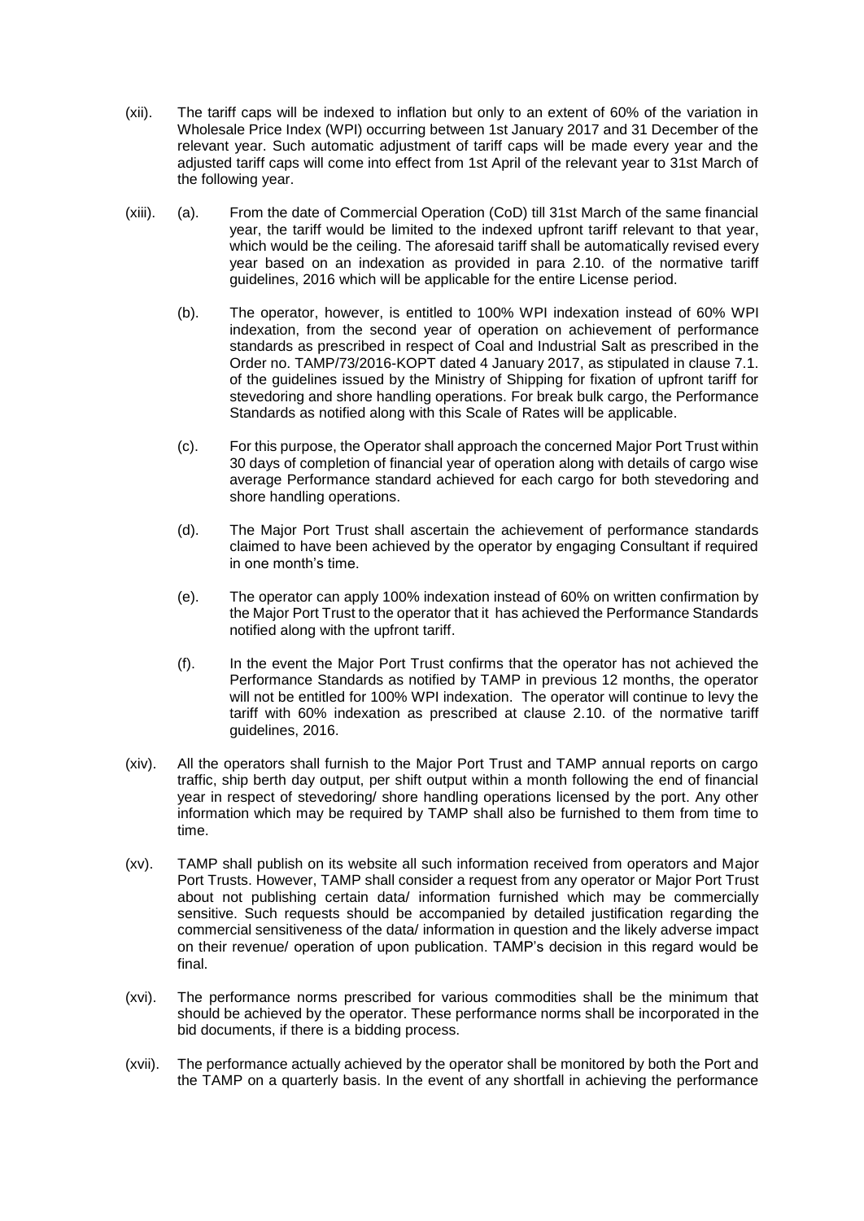(xii). The tariff caps will be indexed to inflation but only to an extent of 60% of the variation in Wholesale Price Index (WPI) occurring between 1st January 2017 and 31 December of the relevant year. Such automatic adjustment of tariff caps will be made every year and the adjusted tariff caps will come into effect from 1st April of the relevant year to 31st March of the following year.

(xiii). (a). From the date of Commercial Operation (CoD) till 31st March of the same financial year, the tariff would be limited to the indexed upfront tariff relevant to that year, which would be the ceiling. The aforesaid tariff shall be automatically revised every year based on an indexation as provided in para 2.10. of the normative tariff guidelines, 2016 which will be applicable for the entire License period.

(b). The operator, however, is entitled to 100% WPI indexation instead of 60% WPI indexation, from the second year of operation on achievement of performance standards as prescribed in respect of Coal and Industrial Salt as prescribed in the Order no. TAMP/73/2016-KOPT dated 4 January 2017, as stipulated in clause 7.1. of the guidelines issued by the Ministry of Shipping for fixation of upfront tariff for stevedoring and shore handling operations. For break bulk cargo, the Performance Standards as notified along with this Scale of Rates will be applicable.

(c). For this purpose, the Operator shall approach the concerned Major Port Trust within 30 days of completion of financial year of operation along with details of cargo wise average Performance standard achieved for each cargo for both stevedoring and shore handling operations.

(d). The Major Port Trust shall ascertain the achievement of performance standards claimed to have been achieved by the operator by engaging Consultant if required in one month's time.

(e). The operator can apply 100% indexation instead of 60% on written confirmation by the Major Port Trust to the operator that it has achieved the Performance Standards notified along with the upfront tariff.

(f). In the event the Major Port Trust confirms that the operator has not achieved the Performance Standards as notified by TAMP in previous 12 months, the operator will not be entitled for 100% WPI indexation. The operator will continue to levy the tariff with 60% indexation as prescribed at clause 2.10. of the normative tariff guidelines, 2016.

(xiv). All the operators shall furnish to the Major Port Trust and TAMP annual reports on cargo traffic, ship berth day output, per shift output within a month following the end of financial year in respect of stevedoring/ shore handling operations licensed by the port. Any other information which may be required by TAMP shall also be furnished to them from time to time.

(xv). TAMP shall publish on its website all such information received from operators and Major Port Trusts. However, TAMP shall consider a request from any operator or Major Port Trust about not publishing certain data/ information furnished which may be commercially sensitive. Such requests should be accompanied by detailed justification regarding the commercial sensitiveness of the data/ information in question and the likely adverse impact on their revenue/ operation of upon publication. TAMP's decision in this regard would be final.

(xvi). The performance norms prescribed for various commodities shall be the minimum that should be achieved by the operator. These performance norms shall be incorporated in the bid documents, if there is a bidding process.

(xvii). The performance actually achieved by the operator shall be monitored by both the Port and the TAMP on a quarterly basis. In the event of any shortfall in achieving the performance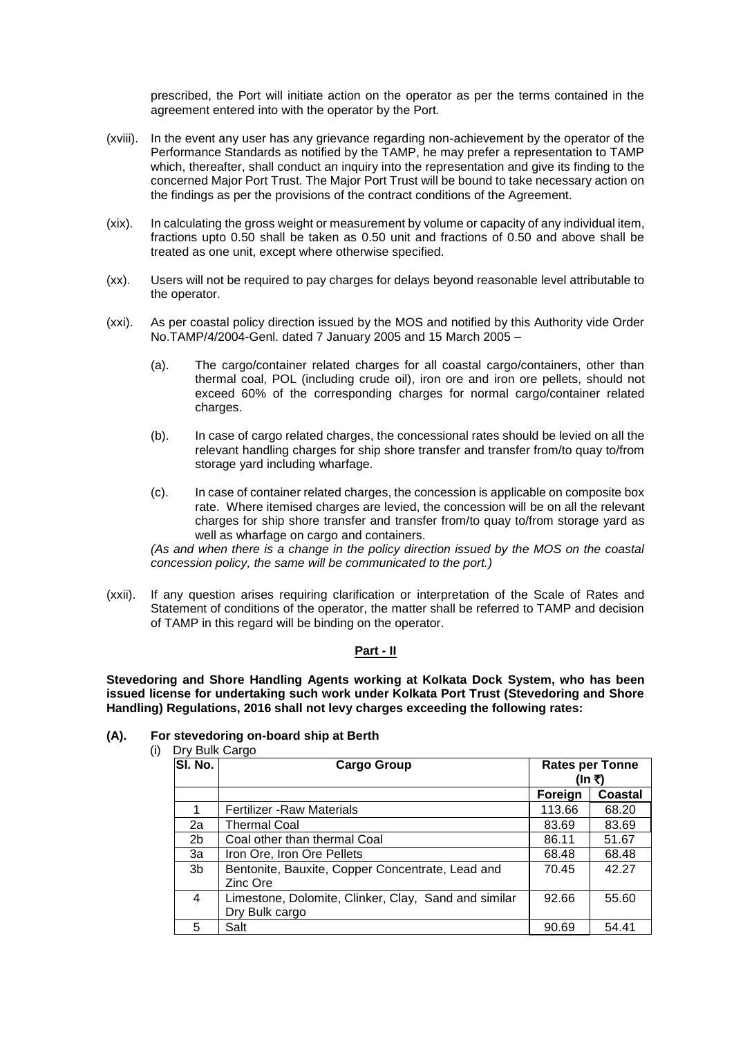prescribed, the Port will initiate action on the operator as per the terms contained in the agreement entered into with the operator by the Port.

(xviii). In the event any user has any grievance regarding non-achievement by the operator of the Performance Standards as notified by the TAMP, he may prefer a representation to TAMP which, thereafter, shall conduct an inquiry into the representation and give its finding to the concerned Major Port Trust. The Major Port Trust will be bound to take necessary action on the findings as per the provisions of the contract conditions of the Agreement.

(xix). In calculating the gross weight or measurement by volume or capacity of any individual item, fractions upto 0.50 shall be taken as 0.50 unit and fractions of 0.50 and above shall be treated as one unit, except where otherwise specified.

(xx). Users will not be required to pay charges for delays beyond reasonable level attributable to the operator.

(xxi). As per coastal policy direction issued by the MOS and notified by this Authority vide Order No.TAMP/4/2004-Genl. dated 7 January 2005 and 15 March 2005 –

(a). The cargo/container related charges for all coastal cargo/containers, other than thermal coal, POL (including crude oil), iron ore and iron ore pellets, should not exceed 60% of the corresponding charges for normal cargo/container related charges.

(b). In case of cargo related charges, the concessional rates should be levied on all the relevant handling charges for ship shore transfer and transfer from/to quay to/from storage yard including wharfage.

(c). In case of container related charges, the concession is applicable on composite box rate. Where itemised charges are levied, the concession will be on all the relevant charges for ship shore transfer and transfer from/to quay to/from storage yard as well as wharfage on cargo and containers.

*(As and when there is a change in the policy direction issued by the MOS on the coastal concession policy, the same will be communicated to the port.)*

(xxii). If any question arises requiring clarification or interpretation of the Scale of Rates and Statement of conditions of the operator, the matter shall be referred to TAMP and decision of TAMP in this regard will be binding on the operator.

## Part - II

**Stevedoring and Shore Handling Agents working at Kolkata Dock System, who has been issued license for undertaking such work under Kolkata Port Trust (Stevedoring and Shore Handling) Regulations, 2016 shall not levy charges exceeding the following rates:**

**(A). For stevedoring on-board ship at Berth**

(i) Dry Bulk Cargo

| Sl. No. | Cargo Group | Rates per Tonne (In ₹) | |
|---|---|---|---|
| | | Foreign | Coastal |
| 1 | Fertilizer -Raw Materials | 113.66 | 68.20 |
| 2a | Thermal Coal | 83.69 | 83.69 |
| 2b | Coal other than thermal Coal | 86.11 | 51.67 |
| 3a | Iron Ore, Iron Ore Pellets | 68.48 | 68.48 |
| 3b | Bentonite, Bauxite, Copper Concentrate, Lead and Zinc Ore | 70.45 | 42.27 |
| 4 | Limestone, Dolomite, Clinker, Clay, Sand and similar Dry Bulk cargo | 92.66 | 55.60 |
| 5 | Salt | 90.69 | 54.41 |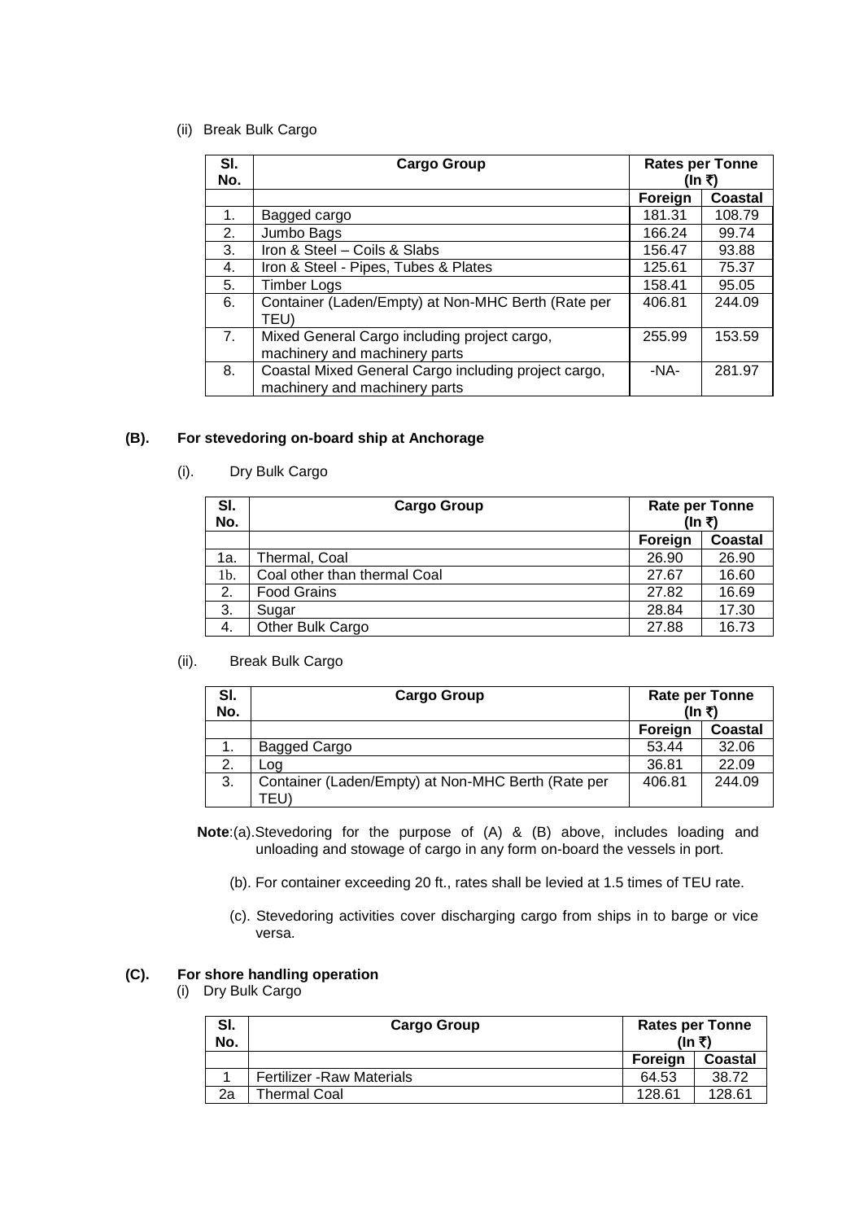(ii) Break Bulk Cargo

| Sl. No. | Cargo Group | Rates per Tonne (In ₹) | |
|---|---|---|---|
| | | Foreign | Coastal |
| 1. | Bagged cargo | 181.31 | 108.79 |
| 2. | Jumbo Bags | 166.24 | 99.74 |
| 3. | Iron & Steel – Coils & Slabs | 156.47 | 93.88 |
| 4. | Iron & Steel - Pipes, Tubes & Plates | 125.61 | 75.37 |
| 5. | Timber Logs | 158.41 | 95.05 |
| 6. | Container (Laden/Empty) at Non-MHC Berth (Rate per TEU) | 406.81 | 244.09 |
| 7. | Mixed General Cargo including project cargo, machinery and machinery parts | 255.99 | 153.59 |
| 8. | Coastal Mixed General Cargo including project cargo, machinery and machinery parts | -NA- | 281.97 |

## (B). For stevedoring on-board ship at Anchorage

(i). Dry Bulk Cargo

| Sl. No. | Cargo Group | Rate per Tonne (In ₹) | |
|---|---|---|---|
| | | Foreign | Coastal |
| 1a. | Thermal, Coal | 26.90 | 26.90 |
| 1b. | Coal other than thermal Coal | 27.67 | 16.60 |
| 2. | Food Grains | 27.82 | 16.69 |
| 3. | Sugar | 28.84 | 17.30 |
| 4. | Other Bulk Cargo | 27.88 | 16.73 |

(ii). Break Bulk Cargo

| Sl. No. | Cargo Group | Rate per Tonne (In ₹) | |
|---|---|---|---|
| | | Foreign | Coastal |
| 1. | Bagged Cargo | 53.44 | 32.06 |
| 2. | Log | 36.81 | 22.09 |
| 3. | Container (Laden/Empty) at Non-MHC Berth (Rate per TEU) | 406.81 | 244.09 |

**Note**:(a). Stevedoring for the purpose of (A) & (B) above, includes loading and unloading and stowage of cargo in any form on-board the vessels in port.

(b). For container exceeding 20 ft., rates shall be levied at 1.5 times of TEU rate.

(c). Stevedoring activities cover discharging cargo from ships in to barge or vice versa.

## (C). For shore handling operation

(i) Dry Bulk Cargo

| Sl. No. | Cargo Group | Rates per Tonne (In ₹) | |
|---|---|---|---|
| | | Foreign | Coastal |
| 1 | Fertilizer -Raw Materials | 64.53 | 38.72 |
| 2a | Thermal Coal | 128.61 | 128.61 |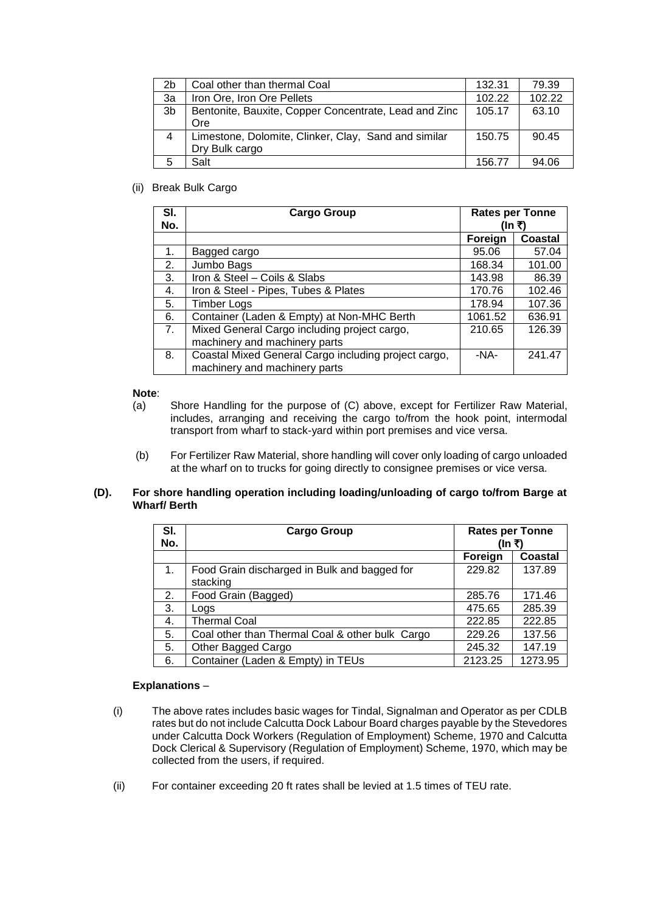| 2b | Coal other than thermal Coal | 132.31 | 79.39 |
|---|---|---|---|
| 3a | Iron Ore, Iron Ore Pellets | 102.22 | 102.22 |
| 3b | Bentonite, Bauxite, Copper Concentrate, Lead and Zinc Ore | 105.17 | 63.10 |
| 4 | Limestone, Dolomite, Clinker, Clay, Sand and similar Dry Bulk cargo | 150.75 | 90.45 |
| 5 | Salt | 156.77 | 94.06 |

(ii) Break Bulk Cargo

| Sl. No. | Cargo Group | Rates per Tonne (In ₹) | |
|---|---|---|---|
| | | Foreign | Coastal |
| 1. | Bagged cargo | 95.06 | 57.04 |
| 2. | Jumbo Bags | 168.34 | 101.00 |
| 3. | Iron & Steel – Coils & Slabs | 143.98 | 86.39 |
| 4. | Iron & Steel - Pipes, Tubes & Plates | 170.76 | 102.46 |
| 5. | Timber Logs | 178.94 | 107.36 |
| 6. | Container (Laden & Empty) at Non-MHC Berth | 1061.52 | 636.91 |
| 7. | Mixed General Cargo including project cargo, machinery and machinery parts | 210.65 | 126.39 |
| 8. | Coastal Mixed General Cargo including project cargo, machinery and machinery parts | -NA- | 241.47 |

**Note**:

(a) Shore Handling for the purpose of (C) above, except for Fertilizer Raw Material, includes, arranging and receiving the cargo to/from the hook point, intermodal transport from wharf to stack-yard within port premises and vice versa.

(b) For Fertilizer Raw Material, shore handling will cover only loading of cargo unloaded at the wharf on to trucks for going directly to consignee premises or vice versa.

**(D). For shore handling operation including loading/unloading of cargo to/from Barge at Wharf/ Berth**

| Sl. No. | Cargo Group | Rates per Tonne (In ₹) | |
|---|---|---|---|
| | | Foreign | Coastal |
| 1. | Food Grain discharged in Bulk and bagged for stacking | 229.82 | 137.89 |
| 2. | Food Grain (Bagged) | 285.76 | 171.46 |
| 3. | Logs | 475.65 | 285.39 |
| 4. | Thermal Coal | 222.85 | 222.85 |
| 5. | Coal other than Thermal Coal & other bulk Cargo | 229.26 | 137.56 |
| 5. | Other Bagged Cargo | 245.32 | 147.19 |
| 6. | Container (Laden & Empty) in TEUs | 2123.25 | 1273.95 |

**Explanations** –

(i) The above rates includes basic wages for Tindal, Signalman and Operator as per CDLB rates but do not include Calcutta Dock Labour Board charges payable by the Stevedores under Calcutta Dock Workers (Regulation of Employment) Scheme, 1970 and Calcutta Dock Clerical & Supervisory (Regulation of Employment) Scheme, 1970, which may be collected from the users, if required.

(ii) For container exceeding 20 ft rates shall be levied at 1.5 times of TEU rate.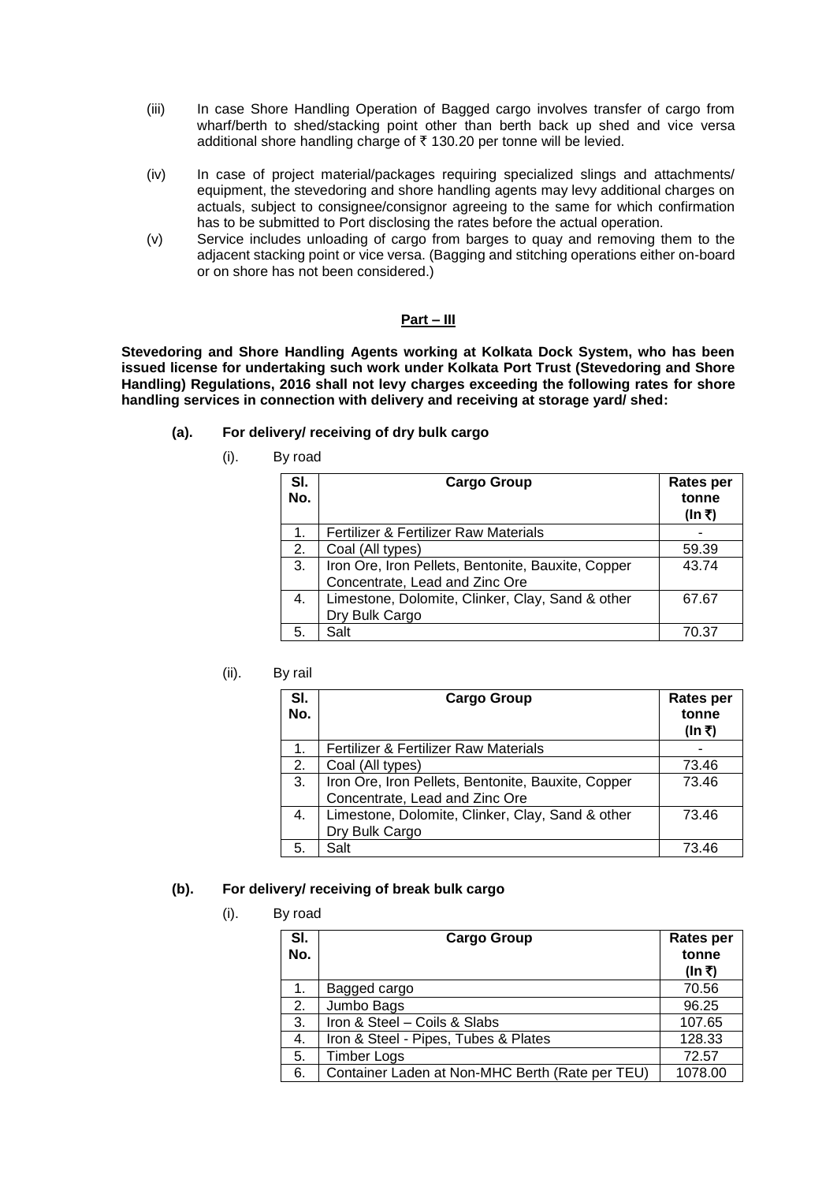(iii) In case Shore Handling Operation of Bagged cargo involves transfer of cargo from wharf/berth to shed/stacking point other than berth back up shed and vice versa additional shore handling charge of ₹ 130.20 per tonne will be levied.

(iv) In case of project material/packages requiring specialized slings and attachments/ equipment, the stevedoring and shore handling agents may levy additional charges on actuals, subject to consignee/consignor agreeing to the same for which confirmation has to be submitted to Port disclosing the rates before the actual operation.

(v) Service includes unloading of cargo from barges to quay and removing them to the adjacent stacking point or vice versa. (Bagging and stitching operations either on-board or on shore has not been considered.)

## Part – III

**Stevedoring and Shore Handling Agents working at Kolkata Dock System, who has been issued license for undertaking such work under Kolkata Port Trust (Stevedoring and Shore Handling) Regulations, 2016 shall not levy charges exceeding the following rates for shore handling services in connection with delivery and receiving at storage yard/ shed:**

**(a). For delivery/ receiving of dry bulk cargo**

(i). By road

| Sl. No. | Cargo Group | Rates per tonne (In ₹) |
|---|---|---|
| 1. | Fertilizer & Fertilizer Raw Materials | - |
| 2. | Coal (All types) | 59.39 |
| 3. | Iron Ore, Iron Pellets, Bentonite, Bauxite, Copper Concentrate, Lead and Zinc Ore | 43.74 |
| 4. | Limestone, Dolomite, Clinker, Clay, Sand & other Dry Bulk Cargo | 67.67 |
| 5. | Salt | 70.37 |

(ii). By rail

| Sl. No. | Cargo Group | Rates per tonne (In ₹) |
|---|---|---|
| 1. | Fertilizer & Fertilizer Raw Materials | - |
| 2. | Coal (All types) | 73.46 |
| 3. | Iron Ore, Iron Pellets, Bentonite, Bauxite, Copper Concentrate, Lead and Zinc Ore | 73.46 |
| 4. | Limestone, Dolomite, Clinker, Clay, Sand & other Dry Bulk Cargo | 73.46 |
| 5. | Salt | 73.46 |

**(b). For delivery/ receiving of break bulk cargo**

(i). By road

| Sl. No. | Cargo Group | Rates per tonne (In ₹) |
|---|---|---|
| 1. | Bagged cargo | 70.56 |
| 2. | Jumbo Bags | 96.25 |
| 3. | Iron & Steel – Coils & Slabs | 107.65 |
| 4. | Iron & Steel - Pipes, Tubes & Plates | 128.33 |
| 5. | Timber Logs | 72.57 |
| 6. | Container Laden at Non-MHC Berth (Rate per TEU) | 1078.00 |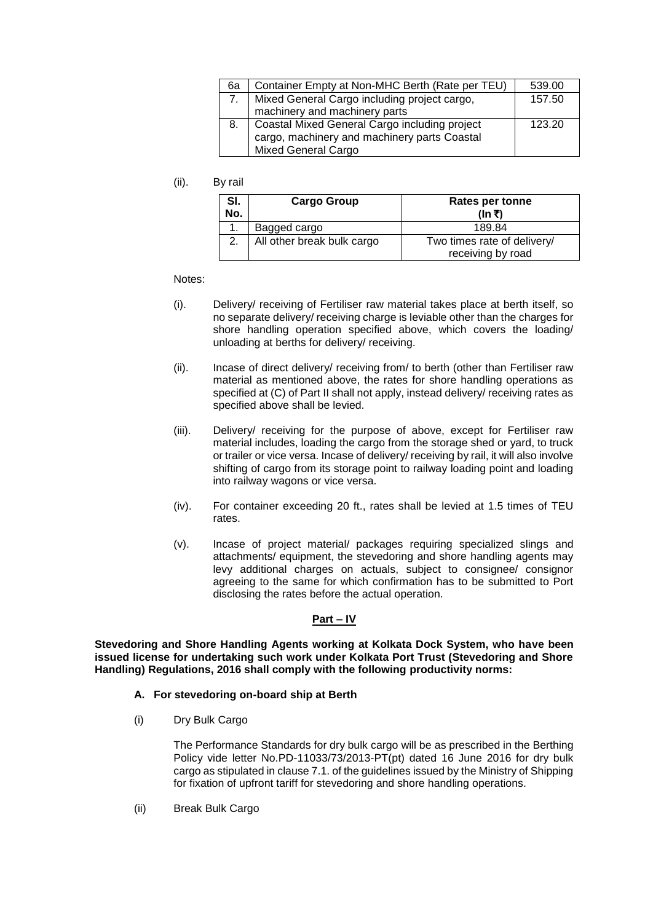| 6a | Container Empty at Non-MHC Berth (Rate per TEU) | 539.00 |
|---|---|---|
| 7. | Mixed General Cargo including project cargo, machinery and machinery parts | 157.50 |
| 8. | Coastal Mixed General Cargo including project cargo, machinery and machinery parts Coastal Mixed General Cargo | 123.20 |

(ii). By rail

| Sl. No. | Cargo Group | Rates per tonne (In ₹) |
|---|---|---|
| 1. | Bagged cargo | 189.84 |
| 2. | All other break bulk cargo | Two times rate of delivery/ receiving by road |

Notes:

(i). Delivery/ receiving of Fertiliser raw material takes place at berth itself, so no separate delivery/ receiving charge is leviable other than the charges for shore handling operation specified above, which covers the loading/ unloading at berths for delivery/ receiving.

(ii). Incase of direct delivery/ receiving from/ to berth (other than Fertiliser raw material as mentioned above, the rates for shore handling operations as specified at (C) of Part II shall not apply, instead delivery/ receiving rates as specified above shall be levied.

(iii). Delivery/ receiving for the purpose of above, except for Fertiliser raw material includes, loading the cargo from the storage shed or yard, to truck or trailer or vice versa. Incase of delivery/ receiving by rail, it will also involve shifting of cargo from its storage point to railway loading point and loading into railway wagons or vice versa.

(iv). For container exceeding 20 ft., rates shall be levied at 1.5 times of TEU rates.

(v). Incase of project material/ packages requiring specialized slings and attachments/ equipment, the stevedoring and shore handling agents may levy additional charges on actuals, subject to consignee/ consignor agreeing to the same for which confirmation has to be submitted to Port disclosing the rates before the actual operation.

## Part – IV

**Stevedoring and Shore Handling Agents working at Kolkata Dock System, who have been issued license for undertaking such work under Kolkata Port Trust (Stevedoring and Shore Handling) Regulations, 2016 shall comply with the following productivity norms:**

**A. For stevedoring on-board ship at Berth**

(i) Dry Bulk Cargo

The Performance Standards for dry bulk cargo will be as prescribed in the Berthing Policy vide letter No.PD-11033/73/2013-PT(pt) dated 16 June 2016 for dry bulk cargo as stipulated in clause 7.1. of the guidelines issued by the Ministry of Shipping for fixation of upfront tariff for stevedoring and shore handling operations.

(ii) Break Bulk Cargo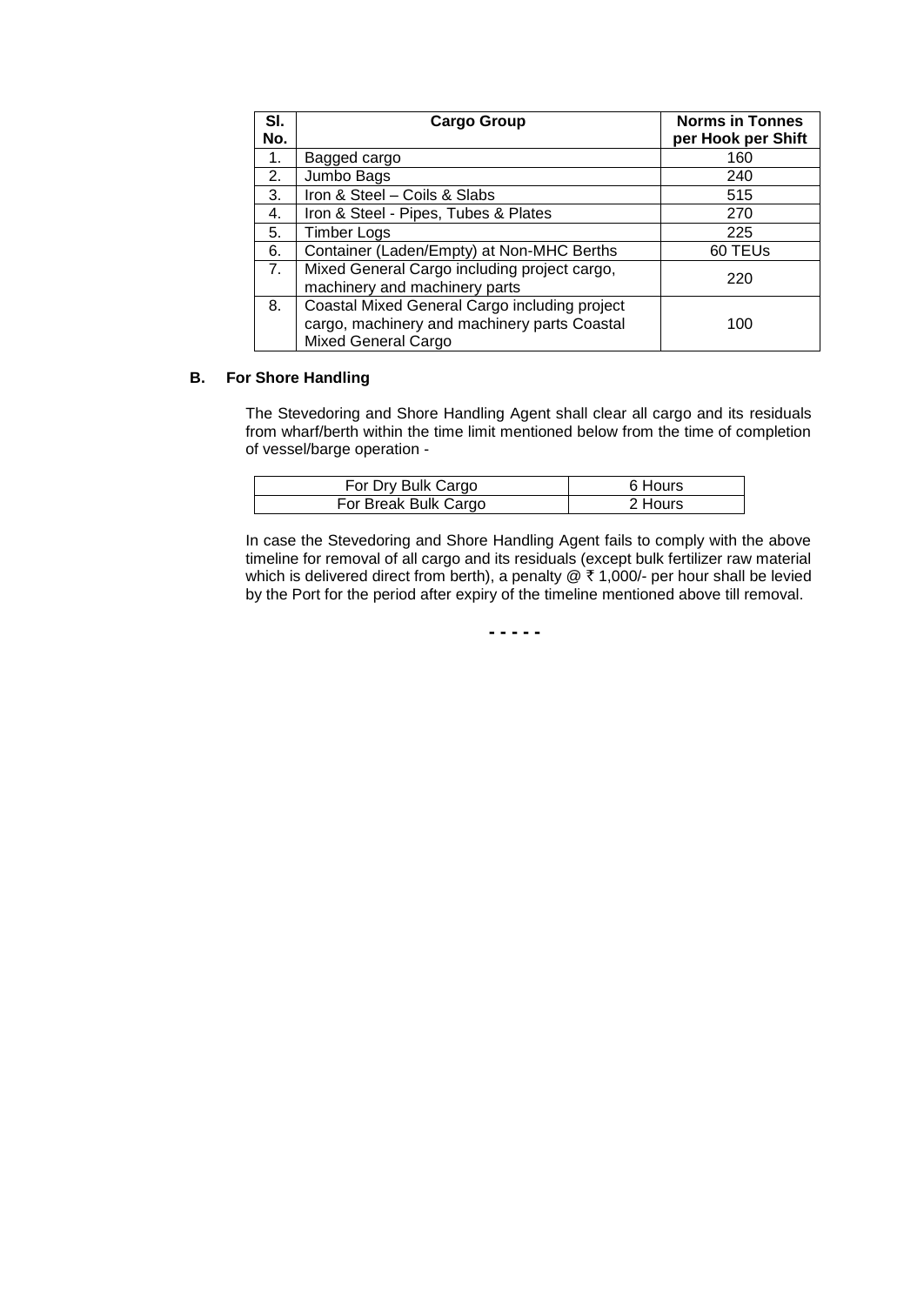| Sl. No. | Cargo Group | Norms in Tonnes per Hook per Shift |
|---|---|---|
| 1. | Bagged cargo | 160 |
| 2. | Jumbo Bags | 240 |
| 3. | Iron & Steel – Coils & Slabs | 515 |
| 4. | Iron & Steel - Pipes, Tubes & Plates | 270 |
| 5. | Timber Logs | 225 |
| 6. | Container (Laden/Empty) at Non-MHC Berths | 60 TEUs |
| 7. | Mixed General Cargo including project cargo, machinery and machinery parts | 220 |
| 8. | Coastal Mixed General Cargo including project cargo, machinery and machinery parts Coastal Mixed General Cargo | 100 |

**B. For Shore Handling**

The Stevedoring and Shore Handling Agent shall clear all cargo and its residuals from wharf/berth within the time limit mentioned below from the time of completion of vessel/barge operation -

| | |
|---|---|
| For Dry Bulk Cargo | 6 Hours |
| For Break Bulk Cargo | 2 Hours |

In case the Stevedoring and Shore Handling Agent fails to comply with the above timeline for removal of all cargo and its residuals (except bulk fertilizer raw material which is delivered direct from berth), a penalty @ ₹ 1,000/- per hour shall be levied by the Port for the period after expiry of the timeline mentioned above till removal.

- - - - -